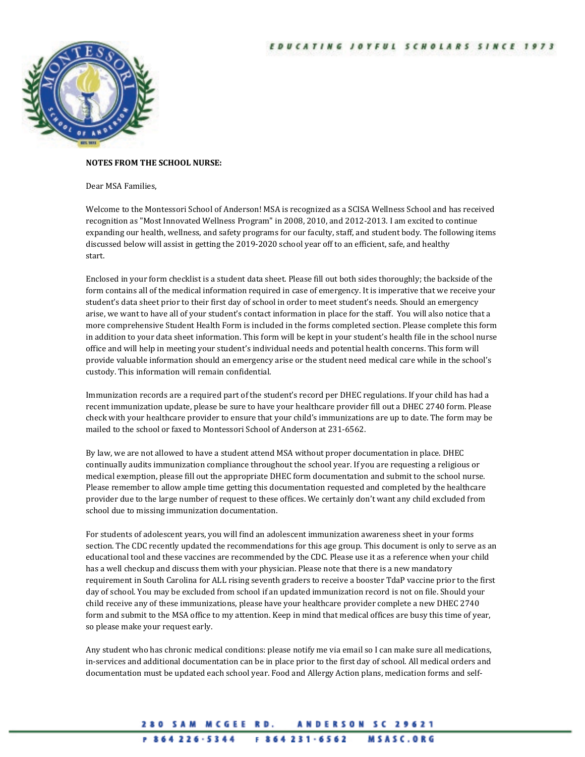EDUCATING JOYFUL SCHOLARS SINCE 1973

**NOTES FROM THE SCHOOL NURSE:**

Dear MSA Families,

Welcome to the Montessori School of Anderson! MSA is recognized as a SCISA Wellness School and has received recognition as "Most Innovated Wellness Program" in 2008, 2010, and 2012-2013. I am excited to continue expanding our health, wellness, and safety programs for our faculty, staff, and student body. The following items discussed below will assist in getting the 2019-2020 school year off to an efficient, safe, and healthy start.

Enclosed in your form checklist is a student data sheet. Please fill out both sides thoroughly; the backside of the form contains all of the medical information required in case of emergency. It is imperative that we receive your student's data sheet prior to their first day of school in order to meet student's needs. Should an emergency arise, we want to have all of your student's contact information in place for the staff. You will also notice that a more comprehensive Student Health Form is included in the forms completed section. Please complete this form in addition to your data sheet information. This form will be kept in your student's health file in the school nurse office and will help in meeting your student's individual needs and potential health concerns. This form will provide valuable information should an emergency arise or the student need medical care while in the school's custody. This information will remain confidential.

Immunization records are a required part of the student's record per DHEC regulations. If your child has had a recent immunization update, please be sure to have your healthcare provider fill out a DHEC 2740 form. Please check with your healthcare provider to ensure that your child's immunizations are up to date. The form may be mailed to the school or faxed to Montessori School of Anderson at 231-6562.

By law, we are not allowed to have a student attend MSA without proper documentation in place. DHEC continually audits immunization compliance throughout the school year. If you are requesting a religious or medical exemption, please fill out the appropriate DHEC form documentation and submit to the school nurse. Please remember to allow ample time getting this documentation requested and completed by the healthcare provider due to the large number of request to these offices. We certainly don't want any child excluded from school due to missing immunization documentation.

For students of adolescent years, you will find an adolescent immunization awareness sheet in your forms section. The CDC recently updated the recommendations for this age group. This document is only to serve as an educational tool and these vaccines are recommended by the CDC. Please use it as a reference when your child has a well checkup and discuss them with your physician. Please note that there is a new mandatory requirement in South Carolina for ALL rising seventh graders to receive a booster TdaP vaccine prior to the first day of school. You may be excluded from school if an updated immunization record is not on file. Should your child receive any of these immunizations, please have your healthcare provider complete a new DHEC 2740 form and submit to the MSA office to my attention. Keep in mind that medical offices are busy this time of year, so please make your request early.

Any student who has chronic medical conditions: please notify me via email so I can make sure all medications, in-services and additional documentation can be in place prior to the first day of school. All medical orders and documentation must be updated each school year. Food and Allergy Action plans, medication forms and self-

280 SAM MCGEE RD. ANDERSON SC 29621

P 864 226-5344 F 864 231-6562 MSASC.ORG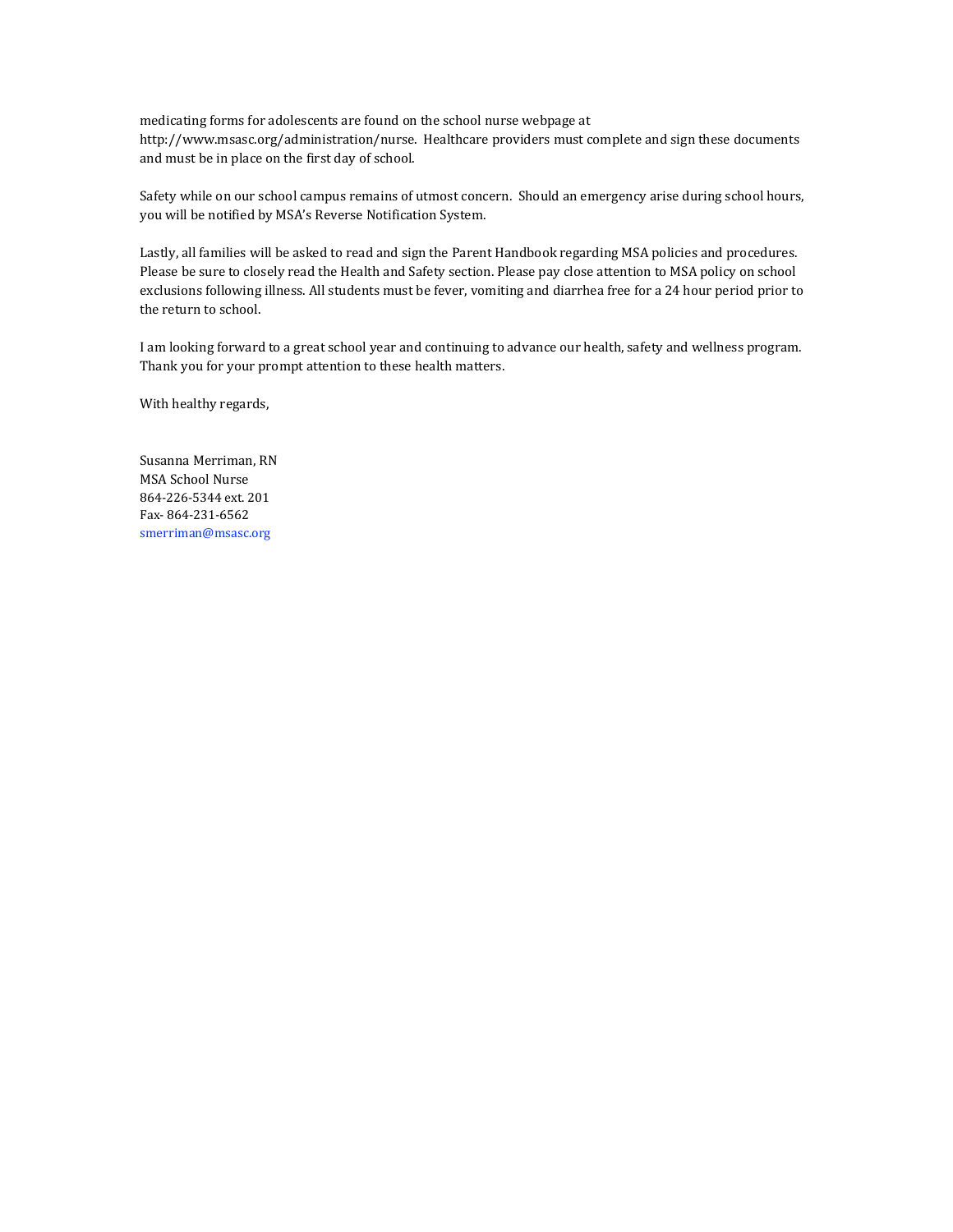medicating forms for adolescents are found on the school nurse webpage at http://www.msasc.org/administration/nurse. Healthcare providers must complete and sign these documents and must be in place on the first day of school.

Safety while on our school campus remains of utmost concern. Should an emergency arise during school hours, you will be notified by MSA's Reverse Notification System.

Lastly, all families will be asked to read and sign the Parent Handbook regarding MSA policies and procedures. Please be sure to closely read the Health and Safety section. Please pay close attention to MSA policy on school exclusions following illness. All students must be fever, vomiting and diarrhea free for a 24 hour period prior to the return to school.

I am looking forward to a great school year and continuing to advance our health, safety and wellness program. Thank you for your prompt attention to these health matters.

With healthy regards,

Susanna Merriman, RN
MSA School Nurse
864-226-5344 ext. 201
Fax- 864-231-6562
smerriman@msasc.org